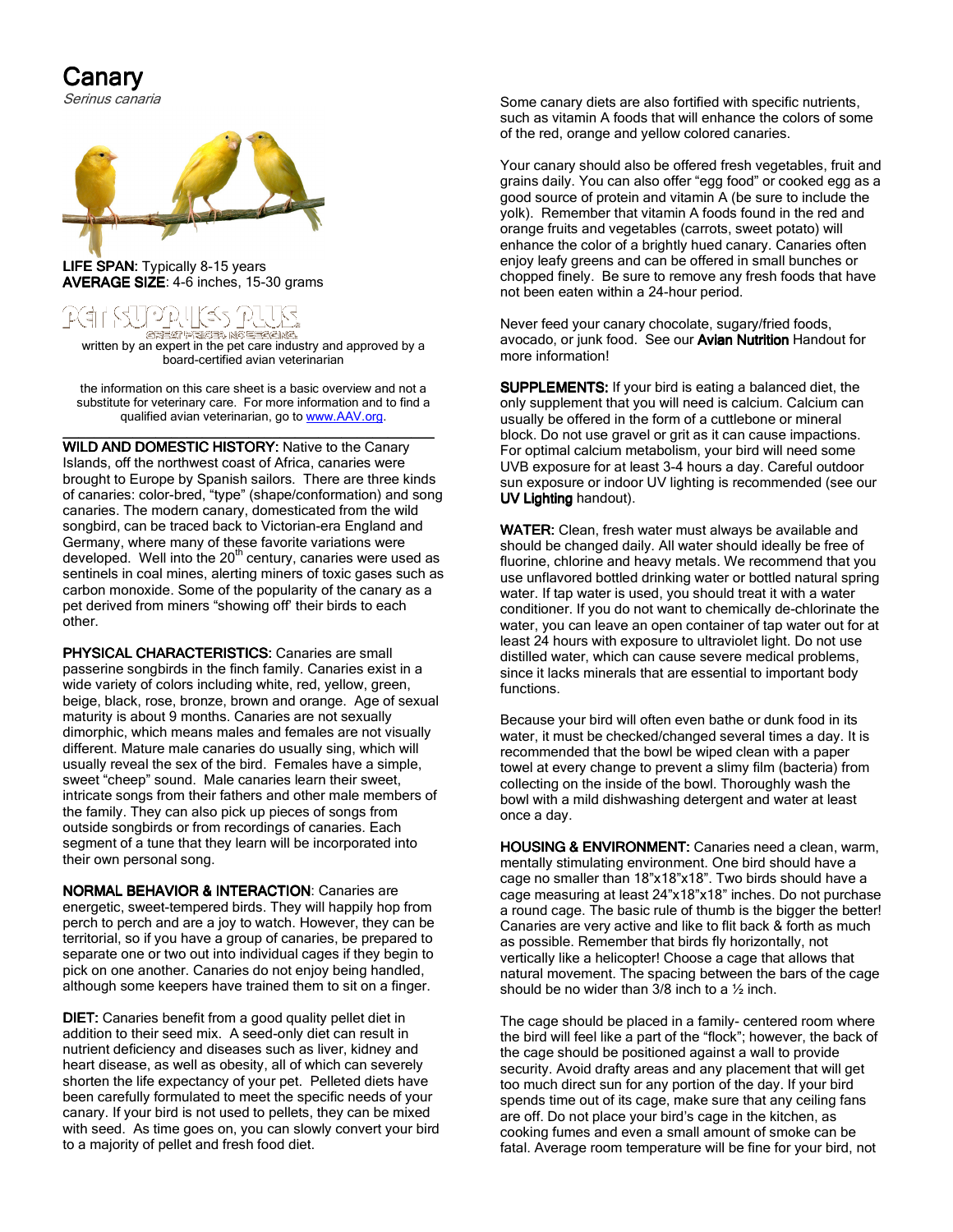# Canary

*Serinus canaria*

**LIFE SPAN:** Typically 8-15 years
**AVERAGE SIZE**: 4-6 inches, 15-30 grams

PET SUPPLIES PLUS
GREAT PRICES. NO GUESSING.

written by an expert in the pet care industry and approved by a board-certified avian veterinarian

the information on this care sheet is a basic overview and not a substitute for veterinary care. For more information and to find a qualified avian veterinarian, go to www.AAV.org.

**WILD AND DOMESTIC HISTORY:** Native to the Canary Islands, off the northwest coast of Africa, canaries were brought to Europe by Spanish sailors. There are three kinds of canaries: color-bred, "type" (shape/conformation) and song canaries. The modern canary, domesticated from the wild songbird, can be traced back to Victorian-era England and Germany, where many of these favorite variations were developed. Well into the 20th century, canaries were used as sentinels in coal mines, alerting miners of toxic gases such as carbon monoxide. Some of the popularity of the canary as a pet derived from miners "showing off' their birds to each other.

**PHYSICAL CHARACTERISTICS:** Canaries are small passerine songbirds in the finch family. Canaries exist in a wide variety of colors including white, red, yellow, green, beige, black, rose, bronze, brown and orange. Age of sexual maturity is about 9 months. Canaries are not sexually dimorphic, which means males and females are not visually different. Mature male canaries do usually sing, which will usually reveal the sex of the bird. Females have a simple, sweet "cheep" sound. Male canaries learn their sweet, intricate songs from their fathers and other male members of the family. They can also pick up pieces of songs from outside songbirds or from recordings of canaries. Each segment of a tune that they learn will be incorporated into their own personal song.

**NORMAL BEHAVIOR & INTERACTION**: Canaries are energetic, sweet-tempered birds. They will happily hop from perch to perch and are a joy to watch. However, they can be territorial, so if you have a group of canaries, be prepared to separate one or two out into individual cages if they begin to pick on one another. Canaries do not enjoy being handled, although some keepers have trained them to sit on a finger.

**DIET:** Canaries benefit from a good quality pellet diet in addition to their seed mix. A seed-only diet can result in nutrient deficiency and diseases such as liver, kidney and heart disease, as well as obesity, all of which can severely shorten the life expectancy of your pet. Pelleted diets have been carefully formulated to meet the specific needs of your canary. If your bird is not used to pellets, they can be mixed with seed. As time goes on, you can slowly convert your bird to a majority of pellet and fresh food diet.

Some canary diets are also fortified with specific nutrients, such as vitamin A foods that will enhance the colors of some of the red, orange and yellow colored canaries.

Your canary should also be offered fresh vegetables, fruit and grains daily. You can also offer "egg food" or cooked egg as a good source of protein and vitamin A (be sure to include the yolk). Remember that vitamin A foods found in the red and orange fruits and vegetables (carrots, sweet potato) will enhance the color of a brightly hued canary. Canaries often enjoy leafy greens and can be offered in small bunches or chopped finely. Be sure to remove any fresh foods that have not been eaten within a 24-hour period.

Never feed your canary chocolate, sugary/fried foods, avocado, or junk food. See our **Avian Nutrition** Handout for more information!

**SUPPLEMENTS:** If your bird is eating a balanced diet, the only supplement that you will need is calcium. Calcium can usually be offered in the form of a cuttlebone or mineral block. Do not use gravel or grit as it can cause impactions. For optimal calcium metabolism, your bird will need some UVB exposure for at least 3-4 hours a day. Careful outdoor sun exposure or indoor UV lighting is recommended (see our **UV Lighting** handout).

**WATER:** Clean, fresh water must always be available and should be changed daily. All water should ideally be free of fluorine, chlorine and heavy metals. We recommend that you use unflavored bottled drinking water or bottled natural spring water. If tap water is used, you should treat it with a water conditioner. If you do not want to chemically de-chlorinate the water, you can leave an open container of tap water out for at least 24 hours with exposure to ultraviolet light. Do not use distilled water, which can cause severe medical problems, since it lacks minerals that are essential to important body functions.

Because your bird will often even bathe or dunk food in its water, it must be checked/changed several times a day. It is recommended that the bowl be wiped clean with a paper towel at every change to prevent a slimy film (bacteria) from collecting on the inside of the bowl. Thoroughly wash the bowl with a mild dishwashing detergent and water at least once a day.

**HOUSING & ENVIRONMENT:** Canaries need a clean, warm, mentally stimulating environment. One bird should have a cage no smaller than 18"x18"x18". Two birds should have a cage measuring at least 24"x18"x18" inches. Do not purchase a round cage. The basic rule of thumb is the bigger the better! Canaries are very active and like to flit back & forth as much as possible. Remember that birds fly horizontally, not vertically like a helicopter! Choose a cage that allows that natural movement. The spacing between the bars of the cage should be no wider than 3/8 inch to a ½ inch.

The cage should be placed in a family- centered room where the bird will feel like a part of the "flock"; however, the back of the cage should be positioned against a wall to provide security. Avoid drafty areas and any placement that will get too much direct sun for any portion of the day. If your bird spends time out of its cage, make sure that any ceiling fans are off. Do not place your bird's cage in the kitchen, as cooking fumes and even a small amount of smoke can be fatal. Average room temperature will be fine for your bird, not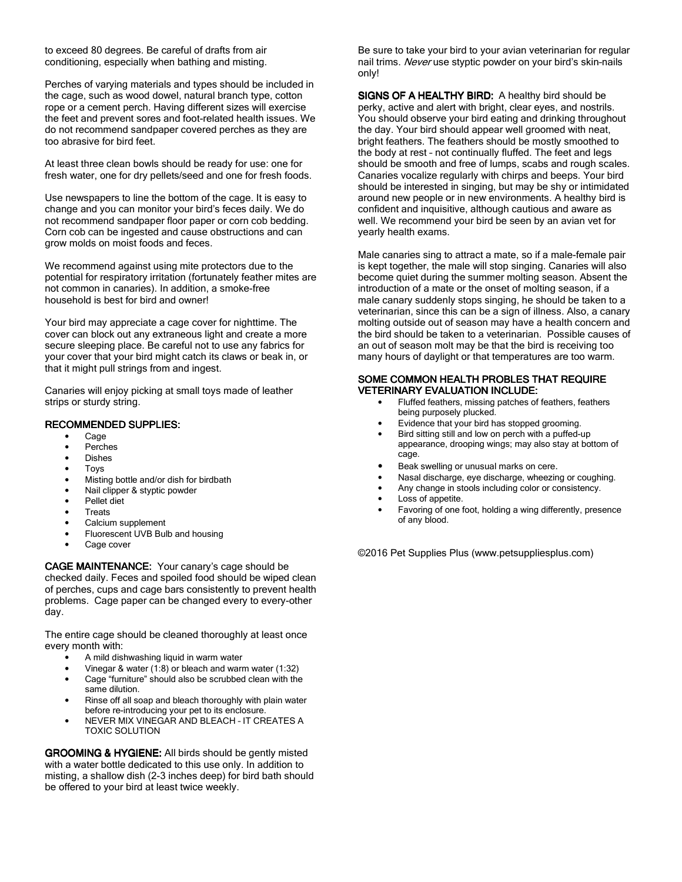to exceed 80 degrees. Be careful of drafts from air conditioning, especially when bathing and misting.

Perches of varying materials and types should be included in the cage, such as wood dowel, natural branch type, cotton rope or a cement perch. Having different sizes will exercise the feet and prevent sores and foot-related health issues. We do not recommend sandpaper covered perches as they are too abrasive for bird feet.

At least three clean bowls should be ready for use: one for fresh water, one for dry pellets/seed and one for fresh foods.

Use newspapers to line the bottom of the cage. It is easy to change and you can monitor your bird's feces daily. We do not recommend sandpaper floor paper or corn cob bedding. Corn cob can be ingested and cause obstructions and can grow molds on moist foods and feces.

We recommend against using mite protectors due to the potential for respiratory irritation (fortunately feather mites are not common in canaries). In addition, a smoke-free household is best for bird and owner!

Your bird may appreciate a cage cover for nighttime. The cover can block out any extraneous light and create a more secure sleeping place. Be careful not to use any fabrics for your cover that your bird might catch its claws or beak in, or that it might pull strings from and ingest.

Canaries will enjoy picking at small toys made of leather strips or sturdy string.

**RECOMMENDED SUPPLIES:**

- Cage
- Perches
- Dishes
- Toys
- Misting bottle and/or dish for birdbath
- Nail clipper & styptic powder
- Pellet diet
- Treats
- Calcium supplement
- Fluorescent UVB Bulb and housing
- Cage cover

**CAGE MAINTENANCE:** Your canary's cage should be checked daily. Feces and spoiled food should be wiped clean of perches, cups and cage bars consistently to prevent health problems. Cage paper can be changed every to every-other day.

The entire cage should be cleaned thoroughly at least once every month with:

- A mild dishwashing liquid in warm water
- Vinegar & water (1:8) or bleach and warm water (1:32)
- Cage "furniture" should also be scrubbed clean with the same dilution.
- Rinse off all soap and bleach thoroughly with plain water before re-introducing your pet to its enclosure.
- NEVER MIX VINEGAR AND BLEACH – IT CREATES A TOXIC SOLUTION

**GROOMING & HYGIENE:** All birds should be gently misted with a water bottle dedicated to this use only. In addition to misting, a shallow dish (2-3 inches deep) for bird bath should be offered to your bird at least twice weekly.

Be sure to take your bird to your avian veterinarian for regular nail trims. *Never* use styptic powder on your bird's skin-nails only!

**SIGNS OF A HEALTHY BIRD:** A healthy bird should be perky, active and alert with bright, clear eyes, and nostrils. You should observe your bird eating and drinking throughout the day. Your bird should appear well groomed with neat, bright feathers. The feathers should be mostly smoothed to the body at rest – not continually fluffed. The feet and legs should be smooth and free of lumps, scabs and rough scales. Canaries vocalize regularly with chirps and beeps. Your bird should be interested in singing, but may be shy or intimidated around new people or in new environments. A healthy bird is confident and inquisitive, although cautious and aware as well. We recommend your bird be seen by an avian vet for yearly health exams.

Male canaries sing to attract a mate, so if a male-female pair is kept together, the male will stop singing. Canaries will also become quiet during the summer molting season. Absent the introduction of a mate or the onset of molting season, if a male canary suddenly stops singing, he should be taken to a veterinarian, since this can be a sign of illness. Also, a canary molting outside out of season may have a health concern and the bird should be taken to a veterinarian. Possible causes of an out of season molt may be that the bird is receiving too many hours of daylight or that temperatures are too warm.

**SOME COMMON HEALTH PROBLES THAT REQUIRE VETERINARY EVALUATION INCLUDE:**

- Fluffed feathers, missing patches of feathers, feathers being purposely plucked.
- Evidence that your bird has stopped grooming.
- Bird sitting still and low on perch with a puffed-up appearance, drooping wings; may also stay at bottom of cage.
- Beak swelling or unusual marks on cere.
- Nasal discharge, eye discharge, wheezing or coughing.
- Any change in stools including color or consistency.
- Loss of appetite.
- Favoring of one foot, holding a wing differently, presence of any blood.

©2016 Pet Supplies Plus (www.petsuppliesplus.com)